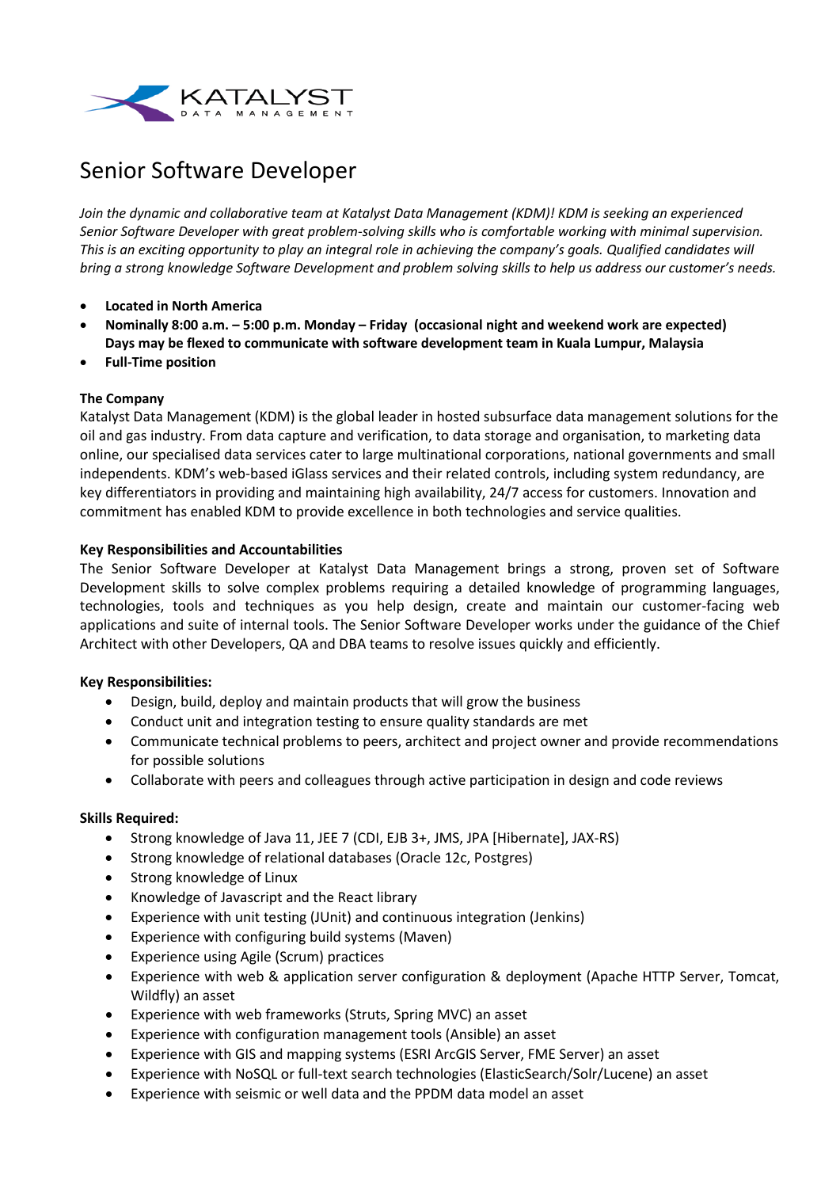# Senior Software Developer

*Join the dynamic and collaborative team at Katalyst Data Management (KDM)! KDM is seeking an experienced Senior Software Developer with great problem-solving skills who is comfortable working with minimal supervision. This is an exciting opportunity to play an integral role in achieving the company's goals. Qualified candidates will bring a strong knowledge Software Development and problem solving skills to help us address our customer's needs.*

- **Located in North America**
- **Nominally 8:00 a.m. – 5:00 p.m. Monday – Friday (occasional night and weekend work are expected) Days may be flexed to communicate with software development team in Kuala Lumpur, Malaysia**
- **Full-Time position**

**The Company**

Katalyst Data Management (KDM) is the global leader in hosted subsurface data management solutions for the oil and gas industry. From data capture and verification, to data storage and organisation, to marketing data online, our specialised data services cater to large multinational corporations, national governments and small independents. KDM's web-based iGlass services and their related controls, including system redundancy, are key differentiators in providing and maintaining high availability, 24/7 access for customers. Innovation and commitment has enabled KDM to provide excellence in both technologies and service qualities.

**Key Responsibilities and Accountabilities**

The Senior Software Developer at Katalyst Data Management brings a strong, proven set of Software Development skills to solve complex problems requiring a detailed knowledge of programming languages, technologies, tools and techniques as you help design, create and maintain our customer-facing web applications and suite of internal tools. The Senior Software Developer works under the guidance of the Chief Architect with other Developers, QA and DBA teams to resolve issues quickly and efficiently.

**Key Responsibilities:**

- Design, build, deploy and maintain products that will grow the business
- Conduct unit and integration testing to ensure quality standards are met
- Communicate technical problems to peers, architect and project owner and provide recommendations for possible solutions
- Collaborate with peers and colleagues through active participation in design and code reviews

**Skills Required:**

- Strong knowledge of Java 11, JEE 7 (CDI, EJB 3+, JMS, JPA [Hibernate], JAX-RS)
- Strong knowledge of relational databases (Oracle 12c, Postgres)
- Strong knowledge of Linux
- Knowledge of Javascript and the React library
- Experience with unit testing (JUnit) and continuous integration (Jenkins)
- Experience with configuring build systems (Maven)
- Experience using Agile (Scrum) practices
- Experience with web & application server configuration & deployment (Apache HTTP Server, Tomcat, Wildfly) an asset
- Experience with web frameworks (Struts, Spring MVC) an asset
- Experience with configuration management tools (Ansible) an asset
- Experience with GIS and mapping systems (ESRI ArcGIS Server, FME Server) an asset
- Experience with NoSQL or full-text search technologies (ElasticSearch/Solr/Lucene) an asset
- Experience with seismic or well data and the PPDM data model an asset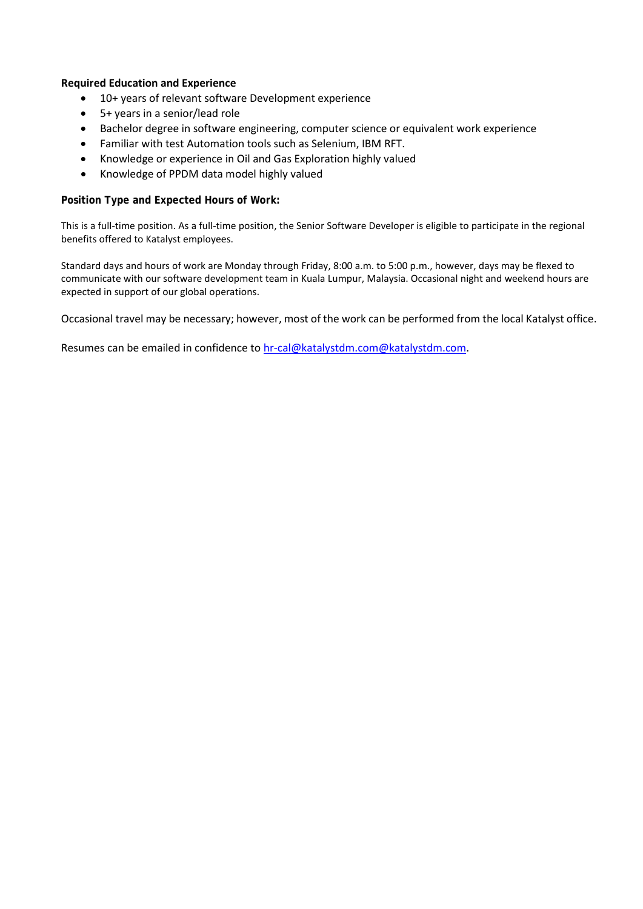**Required Education and Experience**

- 10+ years of relevant software Development experience
- 5+ years in a senior/lead role
- Bachelor degree in software engineering, computer science or equivalent work experience
- Familiar with test Automation tools such as Selenium, IBM RFT.
- Knowledge or experience in Oil and Gas Exploration highly valued
- Knowledge of PPDM data model highly valued

**Position Type and Expected Hours of Work:**

This is a full-time position. As a full-time position, the Senior Software Developer is eligible to participate in the regional benefits offered to Katalyst employees.

Standard days and hours of work are Monday through Friday, 8:00 a.m. to 5:00 p.m., however, days may be flexed to communicate with our software development team in Kuala Lumpur, Malaysia. Occasional night and weekend hours are expected in support of our global operations.

Occasional travel may be necessary; however, most of the work can be performed from the local Katalyst office.

Resumes can be emailed in confidence to hr-cal@katalystdm.com@katalystdm.com.